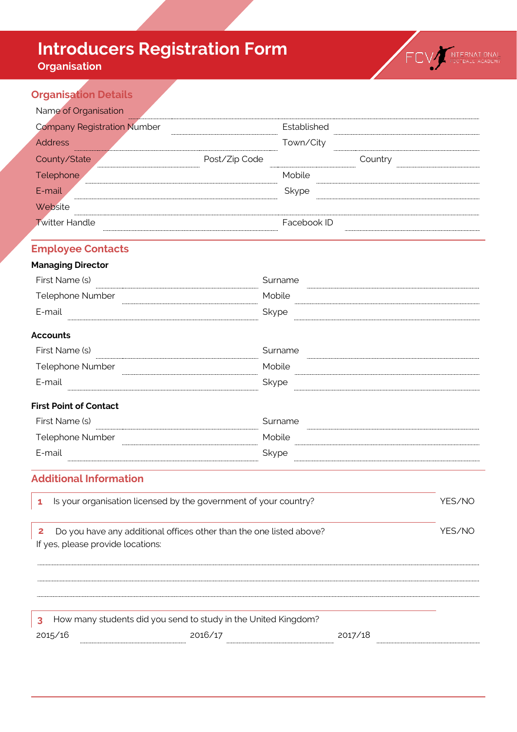# Introducers Registration Form

**Organisation**

## Organisation Details

Name of Organisation ..................................................................................................

Company Registration Number ................................ Established ................................

Address ................................................................ Town/City ................................

County/State ........................ Post/Zip Code ........................ Country ........................

Telephone ................................................................ Mobile ................................

E-mail ................................................................ Skype ................................

Website ..................................................................................................

Twitter Handle ................................................................ Facebook ID ................................

## Employee Contacts

### Managing Director

First Name (s) ................................ Surname ................................

Telephone Number ................................ Mobile ................................

E-mail ................................ Skype ................................

### Accounts

First Name (s) ................................ Surname ................................

Telephone Number ................................ Mobile ................................

E-mail ................................ Skype ................................

### First Point of Contact

First Name (s) ................................ Surname ................................

Telephone Number ................................ Mobile ................................

E-mail ................................ Skype ................................

## Additional Information

**1** Is your organisation licensed by the government of your country? YES/NO

**2** Do you have any additional offices other than the one listed above? YES/NO

If yes, please provide locations:

..................................................................................................

..................................................................................................

..................................................................................................

**3** How many students did you send to study in the United Kingdom?

2015/16 ........................ 2016/17 ........................ 2017/18 ........................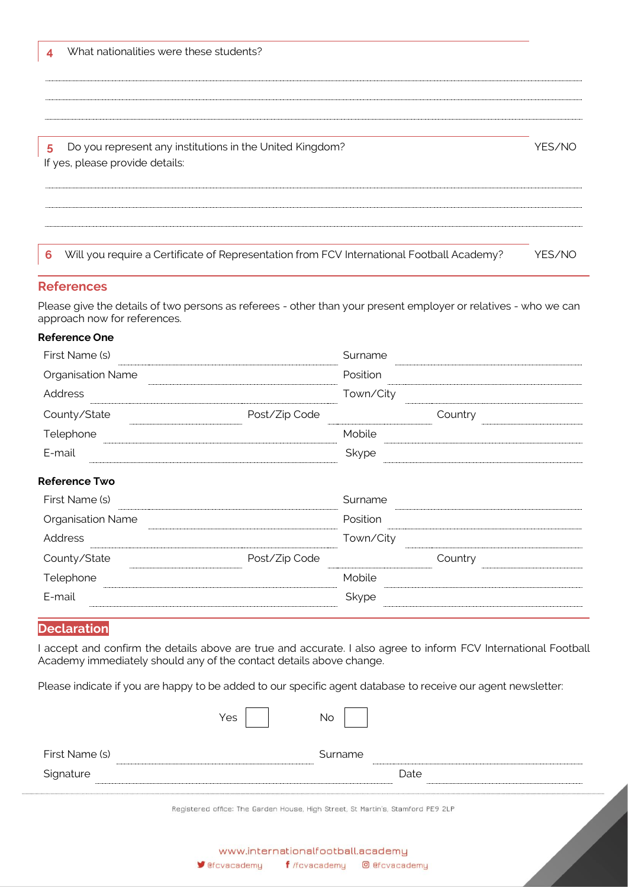4 What nationalities were these students?

..............................................................................................................................

..............................................................................................................................

..............................................................................................................................

5 Do you represent any institutions in the United Kingdom? YES/NO

If yes, please provide details:

..............................................................................................................................

..............................................................................................................................

..............................................................................................................................

6 Will you require a Certificate of Representation from FCV International Football Academy? YES/NO

## References

Please give the details of two persons as referees - other than your present employer or relatives - who we can approach now for references.

### Reference One

First Name (s) .............................. Surname ..............................

Organisation Name .............................. Position ..............................

Address .............................. Town/City ..............................

County/State .............................. Post/Zip Code .............................. Country ..............................

Telephone .............................. Mobile ..............................

E-mail .............................. Skype ..............................

### Reference Two

First Name (s) .............................. Surname ..............................

Organisation Name .............................. Position ..............................

Address .............................. Town/City ..............................

County/State .............................. Post/Zip Code .............................. Country ..............................

Telephone .............................. Mobile ..............................

E-mail .............................. Skype ..............................

## Declaration

I accept and confirm the details above are true and accurate. I also agree to inform FCV International Football Academy immediately should any of the contact details above change.

Please indicate if you are happy to be added to our specific agent database to receive our agent newsletter:

Yes ☐ No ☐

First Name (s) .............................. Surname ..............................

Signature .............................. Date ..............................

Registered office: The Garden House, High Street, St Martin's, Stamford PE9 2LP

www.internationalfootball.academy

@fcvacademy /fcvacademy @fcvacademy